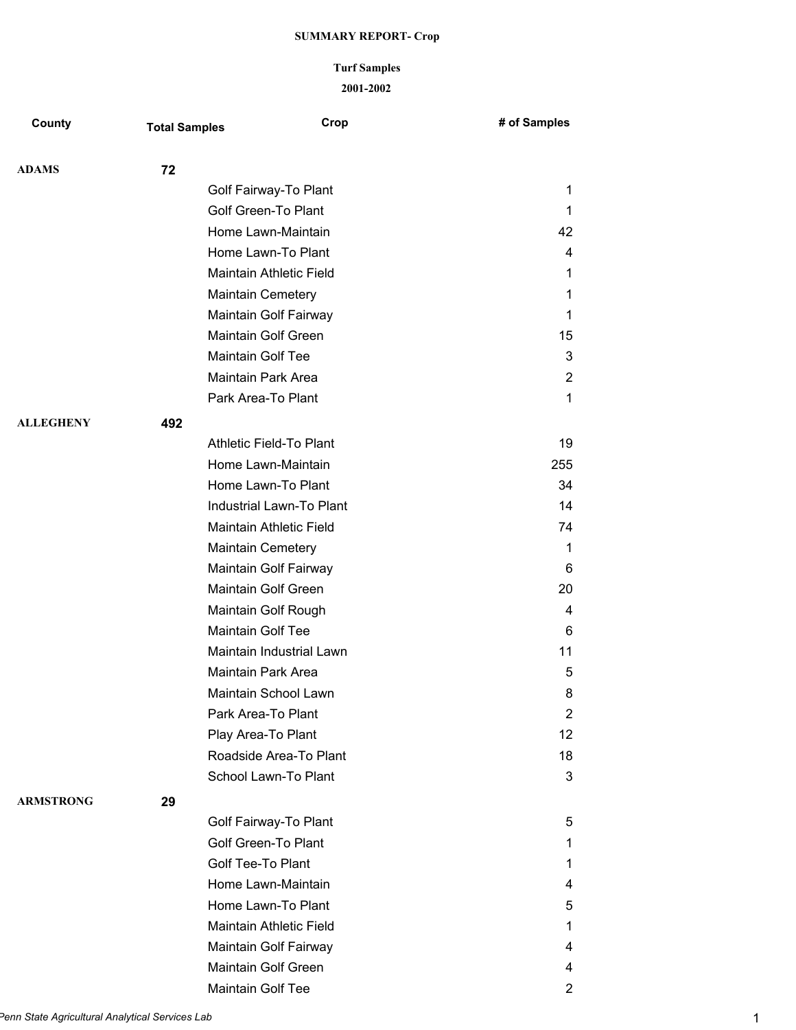# SUMMARY REPORT- Crop

## Turf Samples

### 2001-2002

| County | Total Samples | Crop | # of Samples |
|---|---|---|---|
| ADAMS | 72 | | |
| | | Golf Fairway-To Plant | 1 |
| | | Golf Green-To Plant | 1 |
| | | Home Lawn-Maintain | 42 |
| | | Home Lawn-To Plant | 4 |
| | | Maintain Athletic Field | 1 |
| | | Maintain Cemetery | 1 |
| | | Maintain Golf Fairway | 1 |
| | | Maintain Golf Green | 15 |
| | | Maintain Golf Tee | 3 |
| | | Maintain Park Area | 2 |
| | | Park Area-To Plant | 1 |
| ALLEGHENY | 492 | | |
| | | Athletic Field-To Plant | 19 |
| | | Home Lawn-Maintain | 255 |
| | | Home Lawn-To Plant | 34 |
| | | Industrial Lawn-To Plant | 14 |
| | | Maintain Athletic Field | 74 |
| | | Maintain Cemetery | 1 |
| | | Maintain Golf Fairway | 6 |
| | | Maintain Golf Green | 20 |
| | | Maintain Golf Rough | 4 |
| | | Maintain Golf Tee | 6 |
| | | Maintain Industrial Lawn | 11 |
| | | Maintain Park Area | 5 |
| | | Maintain School Lawn | 8 |
| | | Park Area-To Plant | 2 |
| | | Play Area-To Plant | 12 |
| | | Roadside Area-To Plant | 18 |
| | | School Lawn-To Plant | 3 |
| ARMSTRONG | 29 | | |
| | | Golf Fairway-To Plant | 5 |
| | | Golf Green-To Plant | 1 |
| | | Golf Tee-To Plant | 1 |
| | | Home Lawn-Maintain | 4 |
| | | Home Lawn-To Plant | 5 |
| | | Maintain Athletic Field | 1 |
| | | Maintain Golf Fairway | 4 |
| | | Maintain Golf Green | 4 |
| | | Maintain Golf Tee | 2 |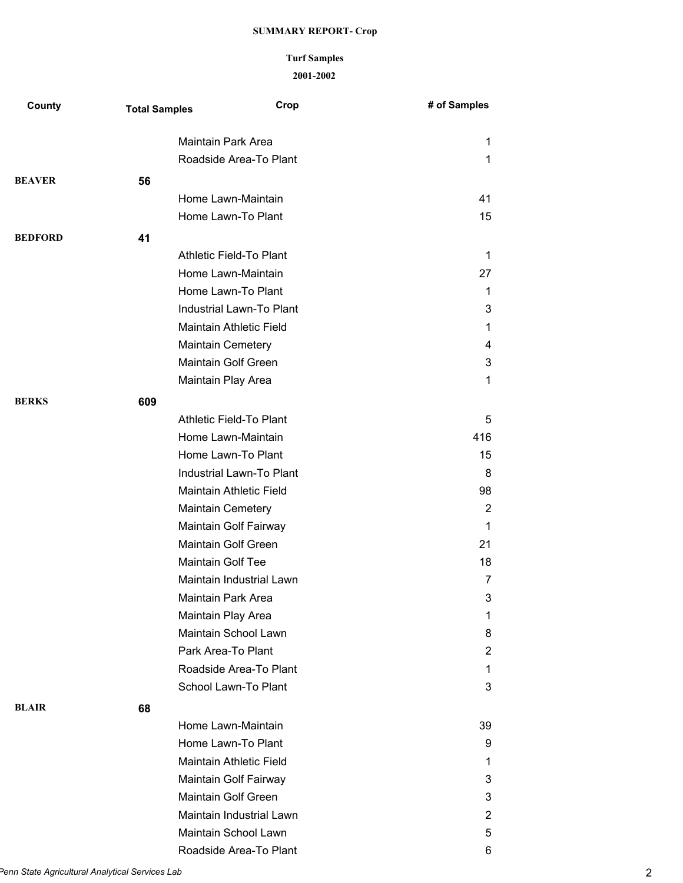**SUMMARY REPORT- Crop**

**Turf Samples**

**2001-2002**

| County | Total Samples | Crop | # of Samples |
|---|---|---|---|
| | | Maintain Park Area | 1 |
| | | Roadside Area-To Plant | 1 |
| **BEAVER** | **56** | | |
| | | Home Lawn-Maintain | 41 |
| | | Home Lawn-To Plant | 15 |
| **BEDFORD** | **41** | | |
| | | Athletic Field-To Plant | 1 |
| | | Home Lawn-Maintain | 27 |
| | | Home Lawn-To Plant | 1 |
| | | Industrial Lawn-To Plant | 3 |
| | | Maintain Athletic Field | 1 |
| | | Maintain Cemetery | 4 |
| | | Maintain Golf Green | 3 |
| | | Maintain Play Area | 1 |
| **BERKS** | **609** | | |
| | | Athletic Field-To Plant | 5 |
| | | Home Lawn-Maintain | 416 |
| | | Home Lawn-To Plant | 15 |
| | | Industrial Lawn-To Plant | 8 |
| | | Maintain Athletic Field | 98 |
| | | Maintain Cemetery | 2 |
| | | Maintain Golf Fairway | 1 |
| | | Maintain Golf Green | 21 |
| | | Maintain Golf Tee | 18 |
| | | Maintain Industrial Lawn | 7 |
| | | Maintain Park Area | 3 |
| | | Maintain Play Area | 1 |
| | | Maintain School Lawn | 8 |
| | | Park Area-To Plant | 2 |
| | | Roadside Area-To Plant | 1 |
| | | School Lawn-To Plant | 3 |
| **BLAIR** | **68** | | |
| | | Home Lawn-Maintain | 39 |
| | | Home Lawn-To Plant | 9 |
| | | Maintain Athletic Field | 1 |
| | | Maintain Golf Fairway | 3 |
| | | Maintain Golf Green | 3 |
| | | Maintain Industrial Lawn | 2 |
| | | Maintain School Lawn | 5 |
| | | Roadside Area-To Plant | 6 |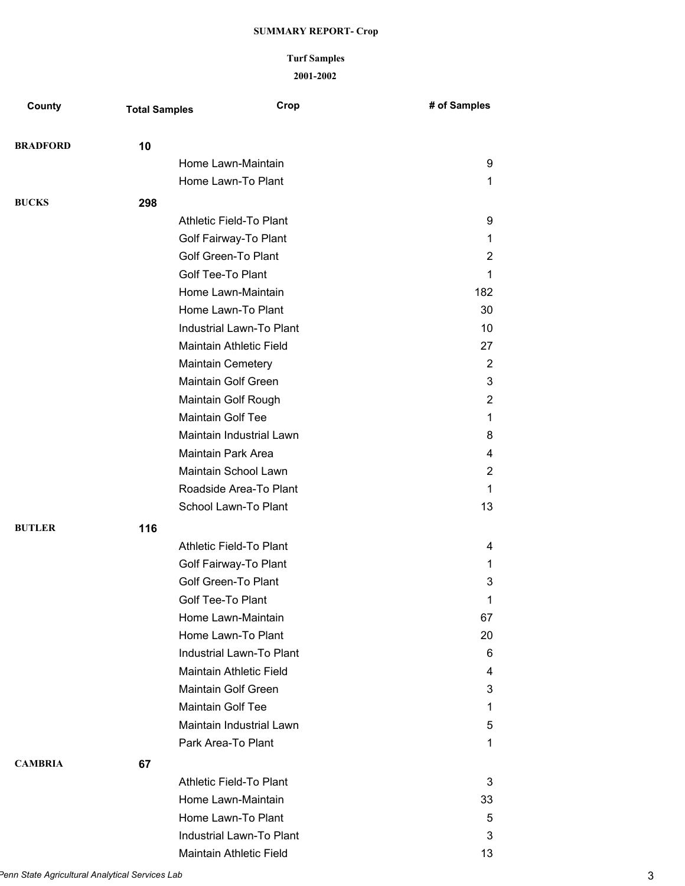**SUMMARY REPORT- Crop**

**Turf Samples**

**2001-2002**

| County | Total Samples | Crop | # of Samples |
|---|---|---|---|
| **BRADFORD** | **10** | | |
| | | Home Lawn-Maintain | 9 |
| | | Home Lawn-To Plant | 1 |
| **BUCKS** | **298** | | |
| | | Athletic Field-To Plant | 9 |
| | | Golf Fairway-To Plant | 1 |
| | | Golf Green-To Plant | 2 |
| | | Golf Tee-To Plant | 1 |
| | | Home Lawn-Maintain | 182 |
| | | Home Lawn-To Plant | 30 |
| | | Industrial Lawn-To Plant | 10 |
| | | Maintain Athletic Field | 27 |
| | | Maintain Cemetery | 2 |
| | | Maintain Golf Green | 3 |
| | | Maintain Golf Rough | 2 |
| | | Maintain Golf Tee | 1 |
| | | Maintain Industrial Lawn | 8 |
| | | Maintain Park Area | 4 |
| | | Maintain School Lawn | 2 |
| | | Roadside Area-To Plant | 1 |
| | | School Lawn-To Plant | 13 |
| **BUTLER** | **116** | | |
| | | Athletic Field-To Plant | 4 |
| | | Golf Fairway-To Plant | 1 |
| | | Golf Green-To Plant | 3 |
| | | Golf Tee-To Plant | 1 |
| | | Home Lawn-Maintain | 67 |
| | | Home Lawn-To Plant | 20 |
| | | Industrial Lawn-To Plant | 6 |
| | | Maintain Athletic Field | 4 |
| | | Maintain Golf Green | 3 |
| | | Maintain Golf Tee | 1 |
| | | Maintain Industrial Lawn | 5 |
| | | Park Area-To Plant | 1 |
| **CAMBRIA** | **67** | | |
| | | Athletic Field-To Plant | 3 |
| | | Home Lawn-Maintain | 33 |
| | | Home Lawn-To Plant | 5 |
| | | Industrial Lawn-To Plant | 3 |
| | | Maintain Athletic Field | 13 |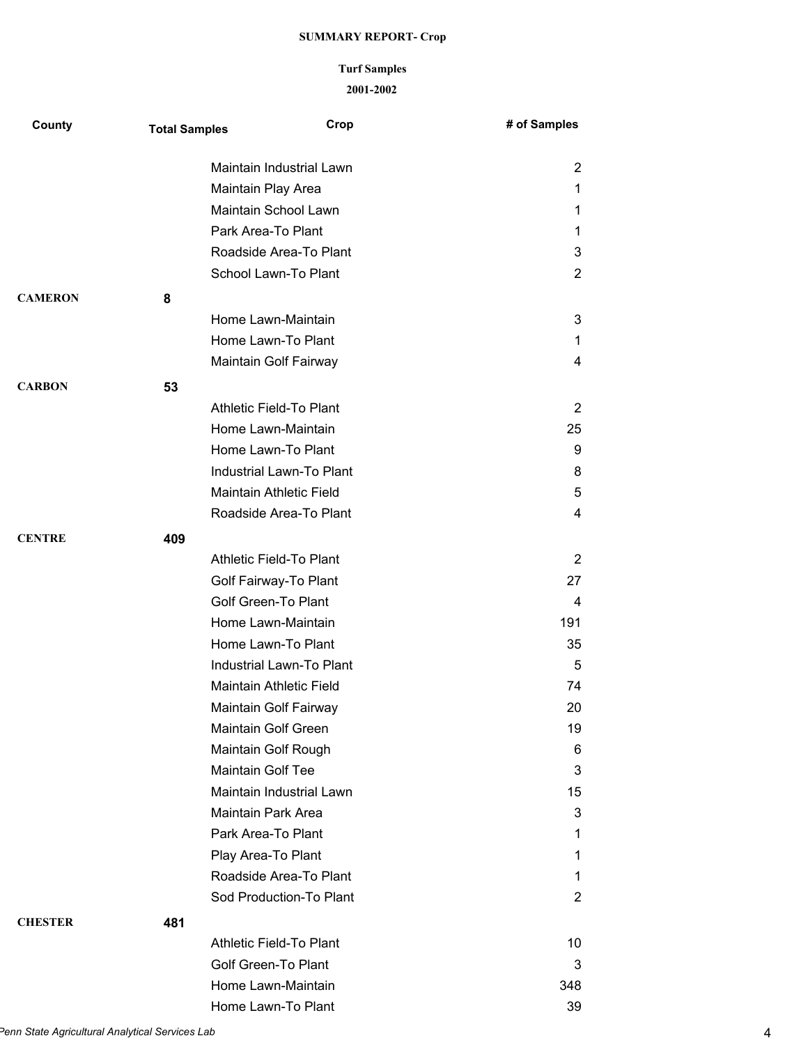**SUMMARY REPORT- Crop**

**Turf Samples**

**2001-2002**

| County | Total Samples | Crop | # of Samples |
|---|---|---|---|
| | | Maintain Industrial Lawn | 2 |
| | | Maintain Play Area | 1 |
| | | Maintain School Lawn | 1 |
| | | Park Area-To Plant | 1 |
| | | Roadside Area-To Plant | 3 |
| | | School Lawn-To Plant | 2 |
| **CAMERON** | **8** | | |
| | | Home Lawn-Maintain | 3 |
| | | Home Lawn-To Plant | 1 |
| | | Maintain Golf Fairway | 4 |
| **CARBON** | **53** | | |
| | | Athletic Field-To Plant | 2 |
| | | Home Lawn-Maintain | 25 |
| | | Home Lawn-To Plant | 9 |
| | | Industrial Lawn-To Plant | 8 |
| | | Maintain Athletic Field | 5 |
| | | Roadside Area-To Plant | 4 |
| **CENTRE** | **409** | | |
| | | Athletic Field-To Plant | 2 |
| | | Golf Fairway-To Plant | 27 |
| | | Golf Green-To Plant | 4 |
| | | Home Lawn-Maintain | 191 |
| | | Home Lawn-To Plant | 35 |
| | | Industrial Lawn-To Plant | 5 |
| | | Maintain Athletic Field | 74 |
| | | Maintain Golf Fairway | 20 |
| | | Maintain Golf Green | 19 |
| | | Maintain Golf Rough | 6 |
| | | Maintain Golf Tee | 3 |
| | | Maintain Industrial Lawn | 15 |
| | | Maintain Park Area | 3 |
| | | Park Area-To Plant | 1 |
| | | Play Area-To Plant | 1 |
| | | Roadside Area-To Plant | 1 |
| | | Sod Production-To Plant | 2 |
| **CHESTER** | **481** | | |
| | | Athletic Field-To Plant | 10 |
| | | Golf Green-To Plant | 3 |
| | | Home Lawn-Maintain | 348 |
| | | Home Lawn-To Plant | 39 |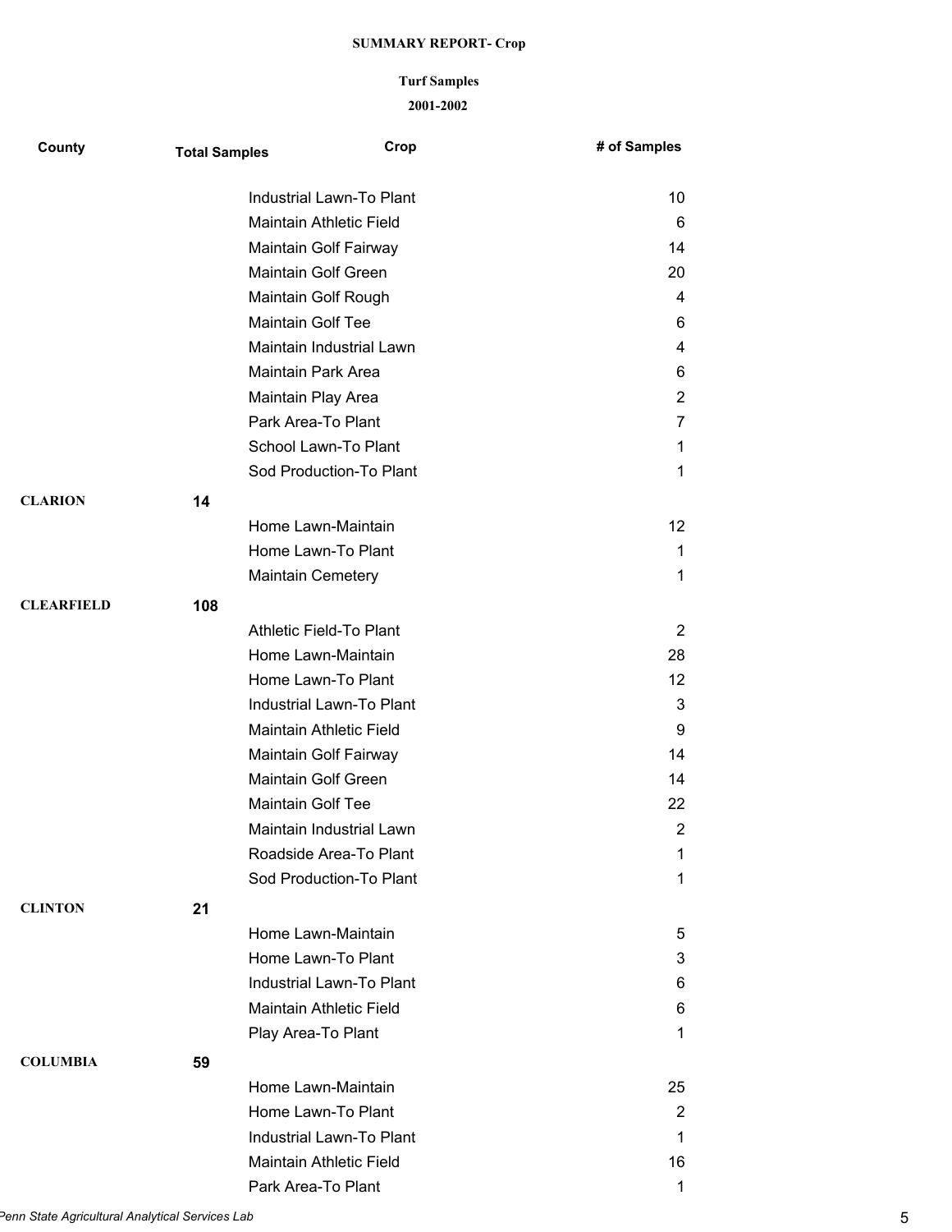**SUMMARY REPORT- Crop**

**Turf Samples**

**2001-2002**

| County | Total Samples | Crop | # of Samples |
|---|---|---|---|
| | | Industrial Lawn-To Plant | 10 |
| | | Maintain Athletic Field | 6 |
| | | Maintain Golf Fairway | 14 |
| | | Maintain Golf Green | 20 |
| | | Maintain Golf Rough | 4 |
| | | Maintain Golf Tee | 6 |
| | | Maintain Industrial Lawn | 4 |
| | | Maintain Park Area | 6 |
| | | Maintain Play Area | 2 |
| | | Park Area-To Plant | 7 |
| | | School Lawn-To Plant | 1 |
| | | Sod Production-To Plant | 1 |
| **CLARION** | **14** | | |
| | | Home Lawn-Maintain | 12 |
| | | Home Lawn-To Plant | 1 |
| | | Maintain Cemetery | 1 |
| **CLEARFIELD** | **108** | | |
| | | Athletic Field-To Plant | 2 |
| | | Home Lawn-Maintain | 28 |
| | | Home Lawn-To Plant | 12 |
| | | Industrial Lawn-To Plant | 3 |
| | | Maintain Athletic Field | 9 |
| | | Maintain Golf Fairway | 14 |
| | | Maintain Golf Green | 14 |
| | | Maintain Golf Tee | 22 |
| | | Maintain Industrial Lawn | 2 |
| | | Roadside Area-To Plant | 1 |
| | | Sod Production-To Plant | 1 |
| **CLINTON** | **21** | | |
| | | Home Lawn-Maintain | 5 |
| | | Home Lawn-To Plant | 3 |
| | | Industrial Lawn-To Plant | 6 |
| | | Maintain Athletic Field | 6 |
| | | Play Area-To Plant | 1 |
| **COLUMBIA** | **59** | | |
| | | Home Lawn-Maintain | 25 |
| | | Home Lawn-To Plant | 2 |
| | | Industrial Lawn-To Plant | 1 |
| | | Maintain Athletic Field | 16 |
| | | Park Area-To Plant | 1 |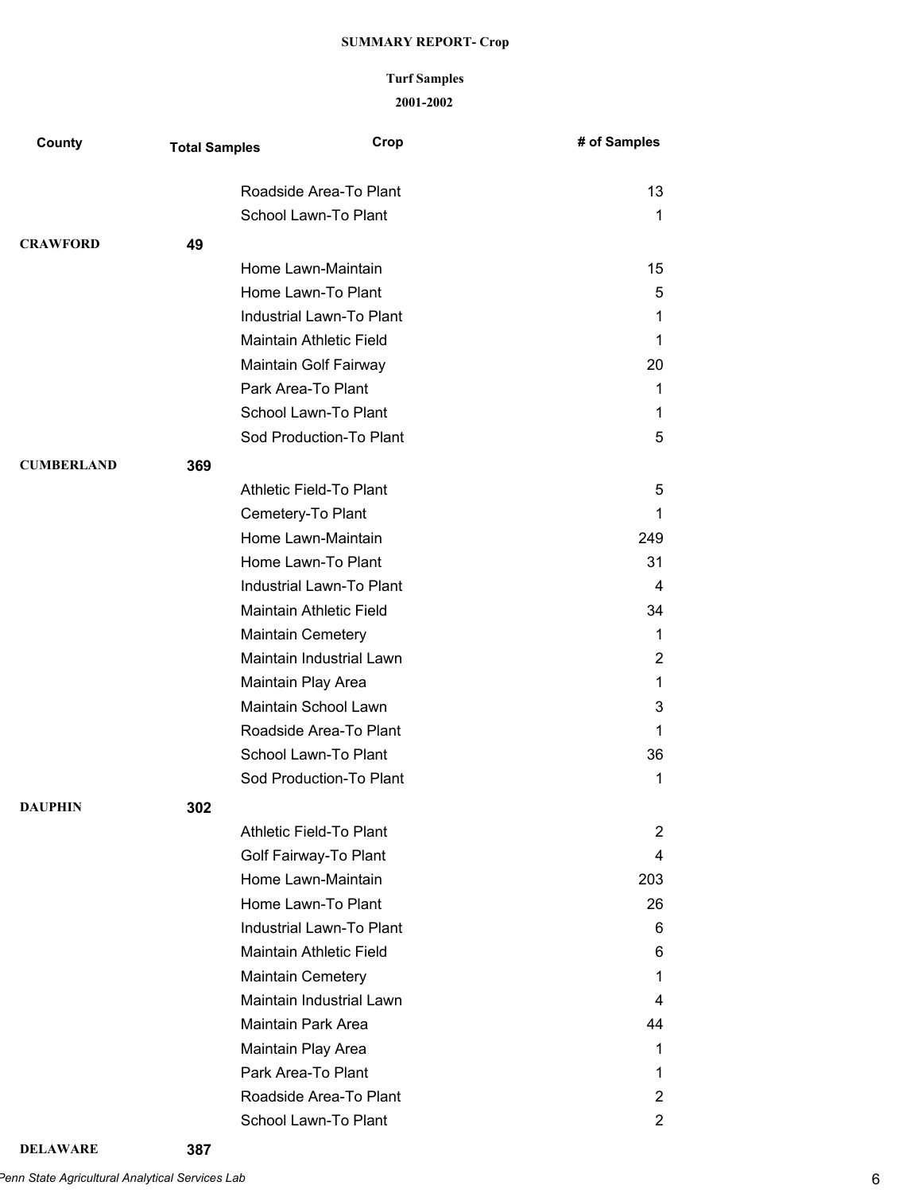**SUMMARY REPORT- Crop**

**Turf Samples**

**2001-2002**

| County | Total Samples | Crop | # of Samples |
|---|---|---|---|
| | | Roadside Area-To Plant | 13 |
| | | School Lawn-To Plant | 1 |
| **CRAWFORD** | **49** | | |
| | | Home Lawn-Maintain | 15 |
| | | Home Lawn-To Plant | 5 |
| | | Industrial Lawn-To Plant | 1 |
| | | Maintain Athletic Field | 1 |
| | | Maintain Golf Fairway | 20 |
| | | Park Area-To Plant | 1 |
| | | School Lawn-To Plant | 1 |
| | | Sod Production-To Plant | 5 |
| **CUMBERLAND** | **369** | | |
| | | Athletic Field-To Plant | 5 |
| | | Cemetery-To Plant | 1 |
| | | Home Lawn-Maintain | 249 |
| | | Home Lawn-To Plant | 31 |
| | | Industrial Lawn-To Plant | 4 |
| | | Maintain Athletic Field | 34 |
| | | Maintain Cemetery | 1 |
| | | Maintain Industrial Lawn | 2 |
| | | Maintain Play Area | 1 |
| | | Maintain School Lawn | 3 |
| | | Roadside Area-To Plant | 1 |
| | | School Lawn-To Plant | 36 |
| | | Sod Production-To Plant | 1 |
| **DAUPHIN** | **302** | | |
| | | Athletic Field-To Plant | 2 |
| | | Golf Fairway-To Plant | 4 |
| | | Home Lawn-Maintain | 203 |
| | | Home Lawn-To Plant | 26 |
| | | Industrial Lawn-To Plant | 6 |
| | | Maintain Athletic Field | 6 |
| | | Maintain Cemetery | 1 |
| | | Maintain Industrial Lawn | 4 |
| | | Maintain Park Area | 44 |
| | | Maintain Play Area | 1 |
| | | Park Area-To Plant | 1 |
| | | Roadside Area-To Plant | 2 |
| | | School Lawn-To Plant | 2 |
| **DELAWARE** | **387** | | |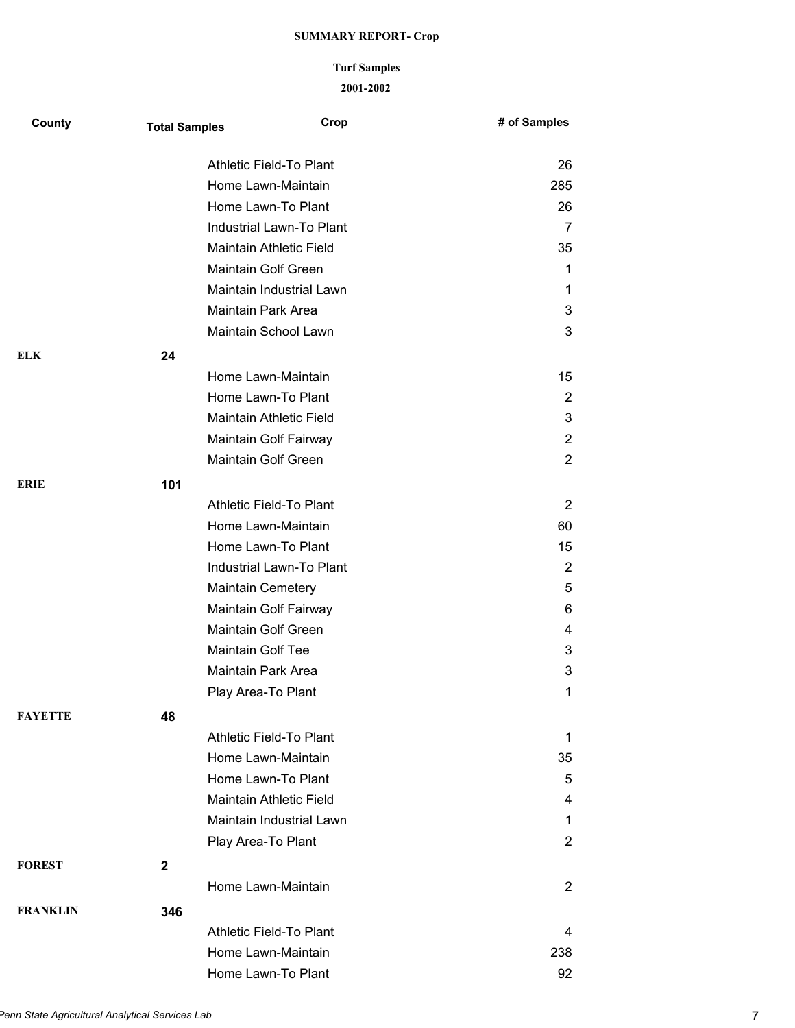**SUMMARY REPORT- Crop**

**Turf Samples**

**2001-2002**

| County | Total Samples | Crop | # of Samples |
|---|---|---|---|
| | | Athletic Field-To Plant | 26 |
| | | Home Lawn-Maintain | 285 |
| | | Home Lawn-To Plant | 26 |
| | | Industrial Lawn-To Plant | 7 |
| | | Maintain Athletic Field | 35 |
| | | Maintain Golf Green | 1 |
| | | Maintain Industrial Lawn | 1 |
| | | Maintain Park Area | 3 |
| | | Maintain School Lawn | 3 |
| **ELK** | **24** | | |
| | | Home Lawn-Maintain | 15 |
| | | Home Lawn-To Plant | 2 |
| | | Maintain Athletic Field | 3 |
| | | Maintain Golf Fairway | 2 |
| | | Maintain Golf Green | 2 |
| **ERIE** | **101** | | |
| | | Athletic Field-To Plant | 2 |
| | | Home Lawn-Maintain | 60 |
| | | Home Lawn-To Plant | 15 |
| | | Industrial Lawn-To Plant | 2 |
| | | Maintain Cemetery | 5 |
| | | Maintain Golf Fairway | 6 |
| | | Maintain Golf Green | 4 |
| | | Maintain Golf Tee | 3 |
| | | Maintain Park Area | 3 |
| | | Play Area-To Plant | 1 |
| **FAYETTE** | **48** | | |
| | | Athletic Field-To Plant | 1 |
| | | Home Lawn-Maintain | 35 |
| | | Home Lawn-To Plant | 5 |
| | | Maintain Athletic Field | 4 |
| | | Maintain Industrial Lawn | 1 |
| | | Play Area-To Plant | 2 |
| **FOREST** | **2** | | |
| | | Home Lawn-Maintain | 2 |
| **FRANKLIN** | **346** | | |
| | | Athletic Field-To Plant | 4 |
| | | Home Lawn-Maintain | 238 |
| | | Home Lawn-To Plant | 92 |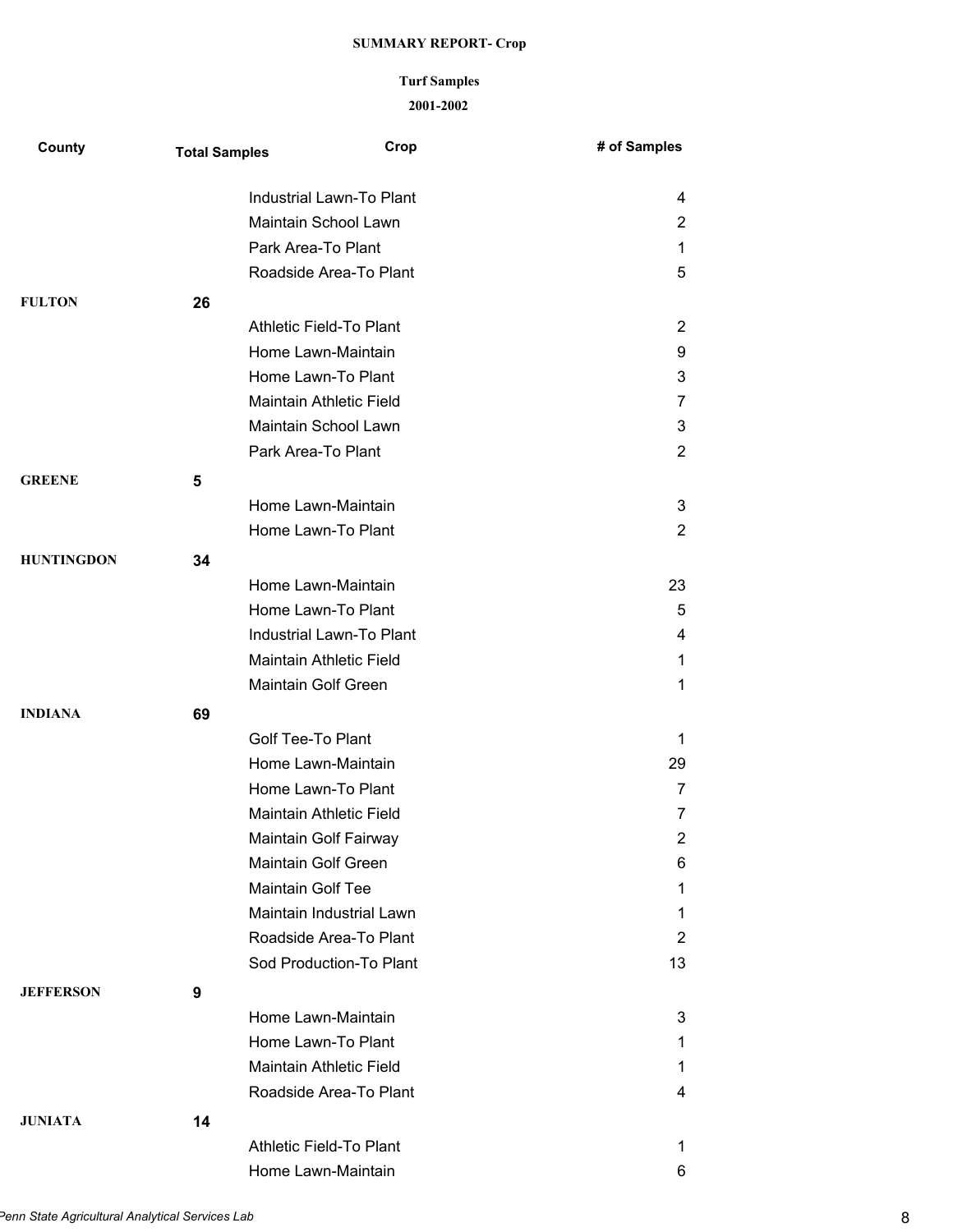**SUMMARY REPORT- Crop**

**Turf Samples**

**2001-2002**

| County | Total Samples | Crop | # of Samples |
|---|---|---|---|
| | | Industrial Lawn-To Plant | 4 |
| | | Maintain School Lawn | 2 |
| | | Park Area-To Plant | 1 |
| | | Roadside Area-To Plant | 5 |
| **FULTON** | **26** | | |
| | | Athletic Field-To Plant | 2 |
| | | Home Lawn-Maintain | 9 |
| | | Home Lawn-To Plant | 3 |
| | | Maintain Athletic Field | 7 |
| | | Maintain School Lawn | 3 |
| | | Park Area-To Plant | 2 |
| **GREENE** | **5** | | |
| | | Home Lawn-Maintain | 3 |
| | | Home Lawn-To Plant | 2 |
| **HUNTINGDON** | **34** | | |
| | | Home Lawn-Maintain | 23 |
| | | Home Lawn-To Plant | 5 |
| | | Industrial Lawn-To Plant | 4 |
| | | Maintain Athletic Field | 1 |
| | | Maintain Golf Green | 1 |
| **INDIANA** | **69** | | |
| | | Golf Tee-To Plant | 1 |
| | | Home Lawn-Maintain | 29 |
| | | Home Lawn-To Plant | 7 |
| | | Maintain Athletic Field | 7 |
| | | Maintain Golf Fairway | 2 |
| | | Maintain Golf Green | 6 |
| | | Maintain Golf Tee | 1 |
| | | Maintain Industrial Lawn | 1 |
| | | Roadside Area-To Plant | 2 |
| | | Sod Production-To Plant | 13 |
| **JEFFERSON** | **9** | | |
| | | Home Lawn-Maintain | 3 |
| | | Home Lawn-To Plant | 1 |
| | | Maintain Athletic Field | 1 |
| | | Roadside Area-To Plant | 4 |
| **JUNIATA** | **14** | | |
| | | Athletic Field-To Plant | 1 |
| | | Home Lawn-Maintain | 6 |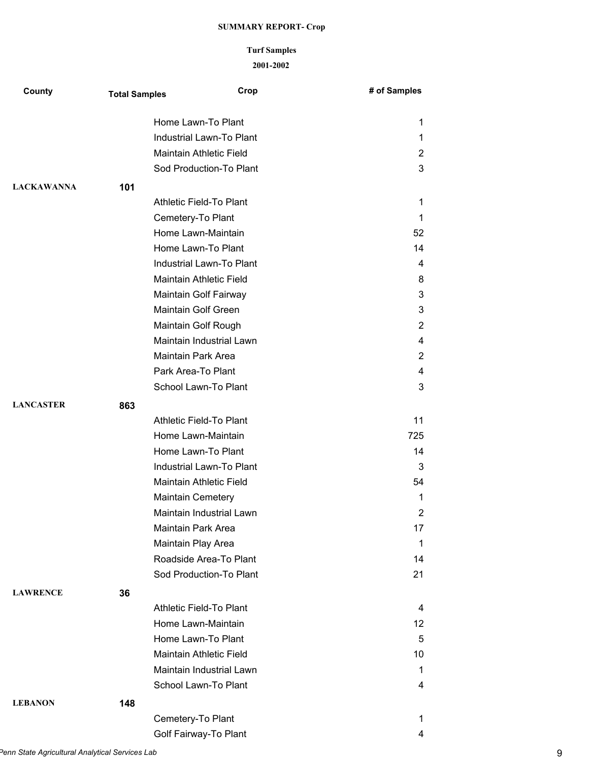**SUMMARY REPORT- Crop**

**Turf Samples**

**2001-2002**

| County | Total Samples | Crop | # of Samples |
|---|---|---|---|
| | | Home Lawn-To Plant | 1 |
| | | Industrial Lawn-To Plant | 1 |
| | | Maintain Athletic Field | 2 |
| | | Sod Production-To Plant | 3 |
| **LACKAWANNA** | **101** | | |
| | | Athletic Field-To Plant | 1 |
| | | Cemetery-To Plant | 1 |
| | | Home Lawn-Maintain | 52 |
| | | Home Lawn-To Plant | 14 |
| | | Industrial Lawn-To Plant | 4 |
| | | Maintain Athletic Field | 8 |
| | | Maintain Golf Fairway | 3 |
| | | Maintain Golf Green | 3 |
| | | Maintain Golf Rough | 2 |
| | | Maintain Industrial Lawn | 4 |
| | | Maintain Park Area | 2 |
| | | Park Area-To Plant | 4 |
| | | School Lawn-To Plant | 3 |
| **LANCASTER** | **863** | | |
| | | Athletic Field-To Plant | 11 |
| | | Home Lawn-Maintain | 725 |
| | | Home Lawn-To Plant | 14 |
| | | Industrial Lawn-To Plant | 3 |
| | | Maintain Athletic Field | 54 |
| | | Maintain Cemetery | 1 |
| | | Maintain Industrial Lawn | 2 |
| | | Maintain Park Area | 17 |
| | | Maintain Play Area | 1 |
| | | Roadside Area-To Plant | 14 |
| | | Sod Production-To Plant | 21 |
| **LAWRENCE** | **36** | | |
| | | Athletic Field-To Plant | 4 |
| | | Home Lawn-Maintain | 12 |
| | | Home Lawn-To Plant | 5 |
| | | Maintain Athletic Field | 10 |
| | | Maintain Industrial Lawn | 1 |
| | | School Lawn-To Plant | 4 |
| **LEBANON** | **148** | | |
| | | Cemetery-To Plant | 1 |
| | | Golf Fairway-To Plant | 4 |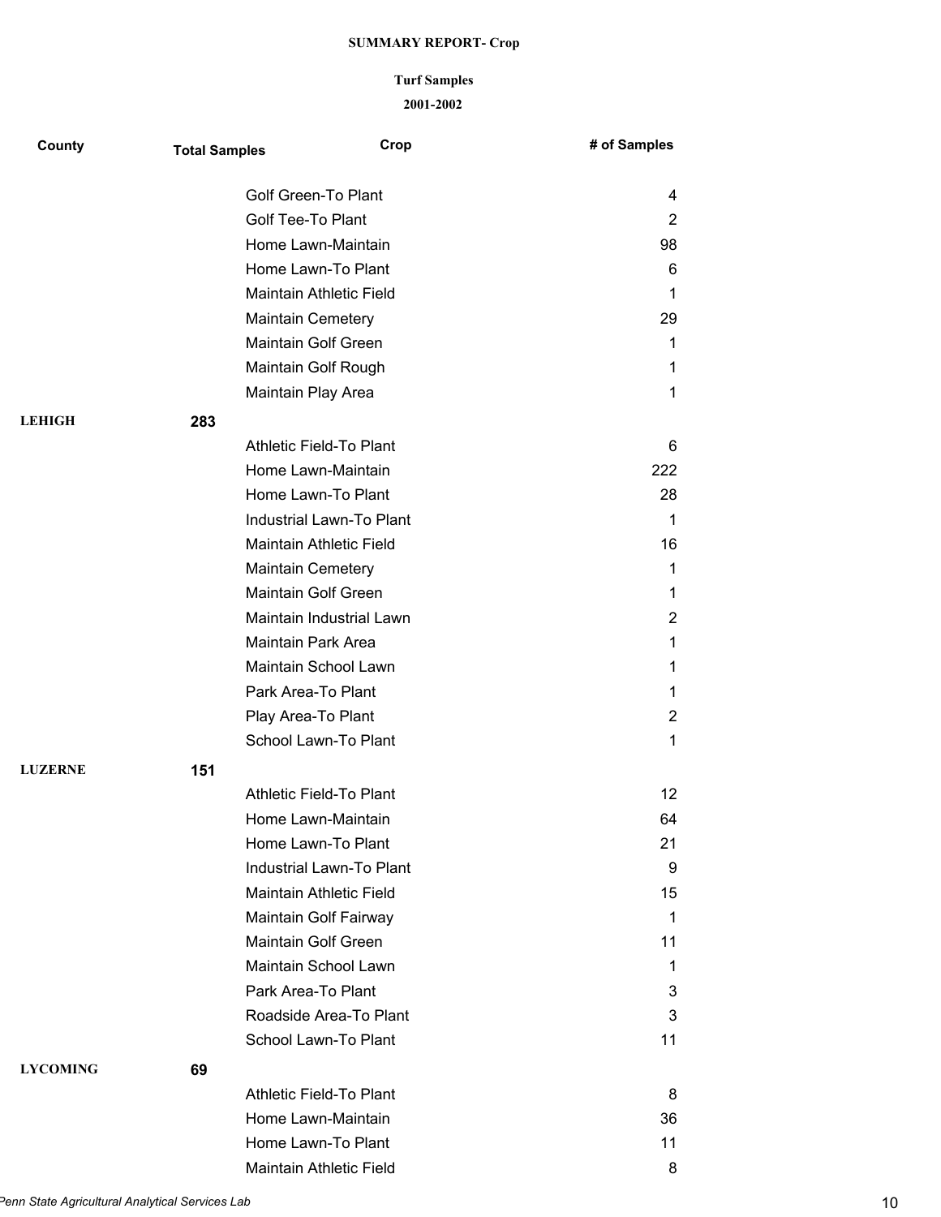**SUMMARY REPORT- Crop**

**Turf Samples**

**2001-2002**

| County | Total Samples | Crop | # of Samples |
|---|---|---|---|
| | | Golf Green-To Plant | 4 |
| | | Golf Tee-To Plant | 2 |
| | | Home Lawn-Maintain | 98 |
| | | Home Lawn-To Plant | 6 |
| | | Maintain Athletic Field | 1 |
| | | Maintain Cemetery | 29 |
| | | Maintain Golf Green | 1 |
| | | Maintain Golf Rough | 1 |
| | | Maintain Play Area | 1 |
| **LEHIGH** | **283** | | |
| | | Athletic Field-To Plant | 6 |
| | | Home Lawn-Maintain | 222 |
| | | Home Lawn-To Plant | 28 |
| | | Industrial Lawn-To Plant | 1 |
| | | Maintain Athletic Field | 16 |
| | | Maintain Cemetery | 1 |
| | | Maintain Golf Green | 1 |
| | | Maintain Industrial Lawn | 2 |
| | | Maintain Park Area | 1 |
| | | Maintain School Lawn | 1 |
| | | Park Area-To Plant | 1 |
| | | Play Area-To Plant | 2 |
| | | School Lawn-To Plant | 1 |
| **LUZERNE** | **151** | | |
| | | Athletic Field-To Plant | 12 |
| | | Home Lawn-Maintain | 64 |
| | | Home Lawn-To Plant | 21 |
| | | Industrial Lawn-To Plant | 9 |
| | | Maintain Athletic Field | 15 |
| | | Maintain Golf Fairway | 1 |
| | | Maintain Golf Green | 11 |
| | | Maintain School Lawn | 1 |
| | | Park Area-To Plant | 3 |
| | | Roadside Area-To Plant | 3 |
| | | School Lawn-To Plant | 11 |
| **LYCOMING** | **69** | | |
| | | Athletic Field-To Plant | 8 |
| | | Home Lawn-Maintain | 36 |
| | | Home Lawn-To Plant | 11 |
| | | Maintain Athletic Field | 8 |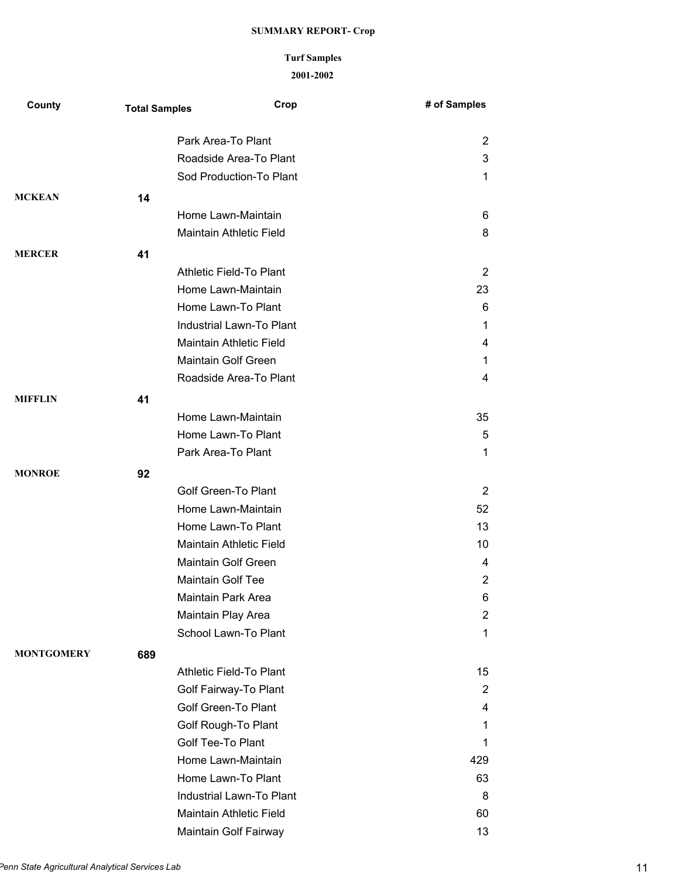# SUMMARY REPORT- Crop

## Turf Samples

## 2001-2002

| County | Total Samples | Crop | # of Samples |
|---|---|---|---|
| | | Park Area-To Plant | 2 |
| | | Roadside Area-To Plant | 3 |
| | | Sod Production-To Plant | 1 |
| **MCKEAN** | **14** | | |
| | | Home Lawn-Maintain | 6 |
| | | Maintain Athletic Field | 8 |
| **MERCER** | **41** | | |
| | | Athletic Field-To Plant | 2 |
| | | Home Lawn-Maintain | 23 |
| | | Home Lawn-To Plant | 6 |
| | | Industrial Lawn-To Plant | 1 |
| | | Maintain Athletic Field | 4 |
| | | Maintain Golf Green | 1 |
| | | Roadside Area-To Plant | 4 |
| **MIFFLIN** | **41** | | |
| | | Home Lawn-Maintain | 35 |
| | | Home Lawn-To Plant | 5 |
| | | Park Area-To Plant | 1 |
| **MONROE** | **92** | | |
| | | Golf Green-To Plant | 2 |
| | | Home Lawn-Maintain | 52 |
| | | Home Lawn-To Plant | 13 |
| | | Maintain Athletic Field | 10 |
| | | Maintain Golf Green | 4 |
| | | Maintain Golf Tee | 2 |
| | | Maintain Park Area | 6 |
| | | Maintain Play Area | 2 |
| | | School Lawn-To Plant | 1 |
| **MONTGOMERY** | **689** | | |
| | | Athletic Field-To Plant | 15 |
| | | Golf Fairway-To Plant | 2 |
| | | Golf Green-To Plant | 4 |
| | | Golf Rough-To Plant | 1 |
| | | Golf Tee-To Plant | 1 |
| | | Home Lawn-Maintain | 429 |
| | | Home Lawn-To Plant | 63 |
| | | Industrial Lawn-To Plant | 8 |
| | | Maintain Athletic Field | 60 |
| | | Maintain Golf Fairway | 13 |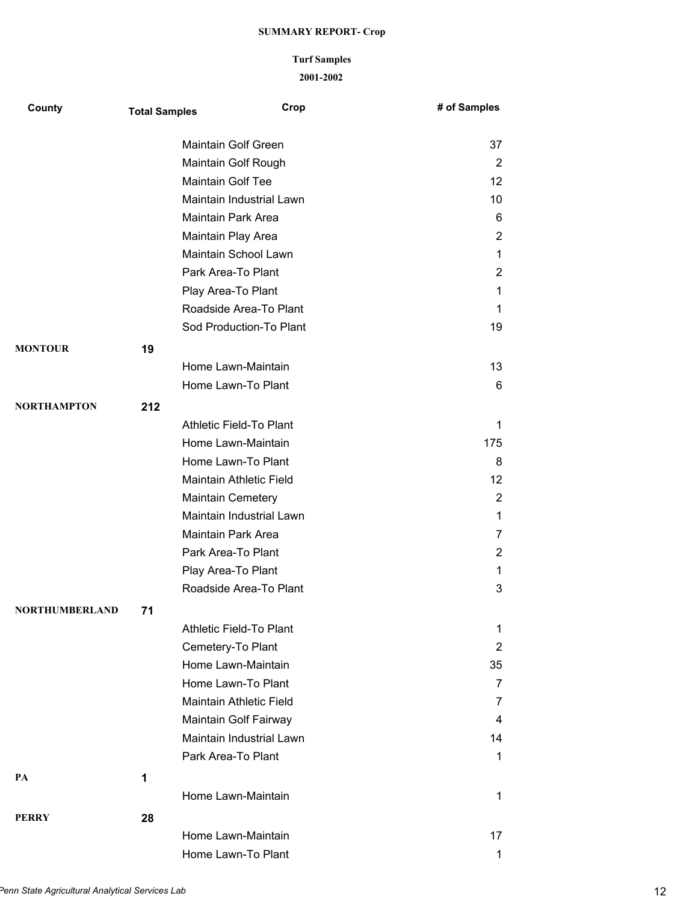**SUMMARY REPORT- Crop**

**Turf Samples**

**2001-2002**

| County | Total Samples | Crop | # of Samples |
|---|---|---|---|
| | | Maintain Golf Green | 37 |
| | | Maintain Golf Rough | 2 |
| | | Maintain Golf Tee | 12 |
| | | Maintain Industrial Lawn | 10 |
| | | Maintain Park Area | 6 |
| | | Maintain Play Area | 2 |
| | | Maintain School Lawn | 1 |
| | | Park Area-To Plant | 2 |
| | | Play Area-To Plant | 1 |
| | | Roadside Area-To Plant | 1 |
| | | Sod Production-To Plant | 19 |
| **MONTOUR** | **19** | | |
| | | Home Lawn-Maintain | 13 |
| | | Home Lawn-To Plant | 6 |
| **NORTHAMPTON** | **212** | | |
| | | Athletic Field-To Plant | 1 |
| | | Home Lawn-Maintain | 175 |
| | | Home Lawn-To Plant | 8 |
| | | Maintain Athletic Field | 12 |
| | | Maintain Cemetery | 2 |
| | | Maintain Industrial Lawn | 1 |
| | | Maintain Park Area | 7 |
| | | Park Area-To Plant | 2 |
| | | Play Area-To Plant | 1 |
| | | Roadside Area-To Plant | 3 |
| **NORTHUMBERLAND** | **71** | | |
| | | Athletic Field-To Plant | 1 |
| | | Cemetery-To Plant | 2 |
| | | Home Lawn-Maintain | 35 |
| | | Home Lawn-To Plant | 7 |
| | | Maintain Athletic Field | 7 |
| | | Maintain Golf Fairway | 4 |
| | | Maintain Industrial Lawn | 14 |
| | | Park Area-To Plant | 1 |
| **PA** | **1** | | |
| | | Home Lawn-Maintain | 1 |
| **PERRY** | **28** | | |
| | | Home Lawn-Maintain | 17 |
| | | Home Lawn-To Plant | 1 |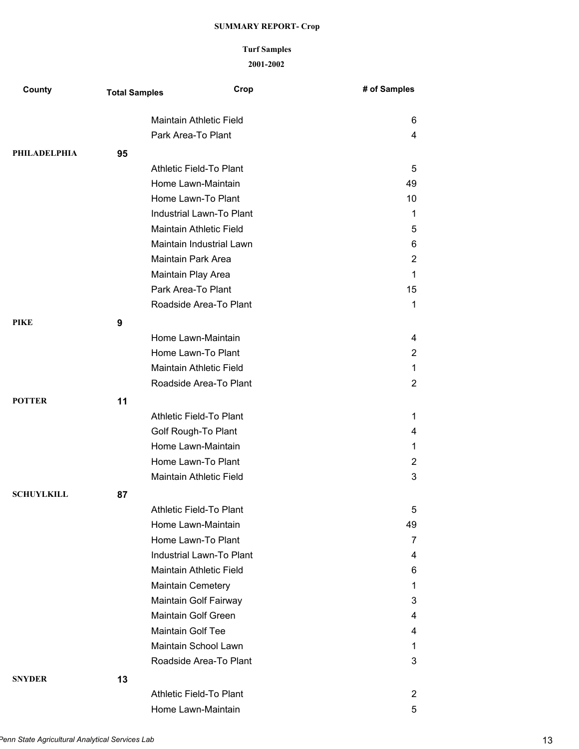**SUMMARY REPORT- Crop**

**Turf Samples**

**2001-2002**

| County | Total Samples | Crop | # of Samples |
|---|---|---|---|
| | | Maintain Athletic Field | 6 |
| | | Park Area-To Plant | 4 |
| **PHILADELPHIA** | **95** | | |
| | | Athletic Field-To Plant | 5 |
| | | Home Lawn-Maintain | 49 |
| | | Home Lawn-To Plant | 10 |
| | | Industrial Lawn-To Plant | 1 |
| | | Maintain Athletic Field | 5 |
| | | Maintain Industrial Lawn | 6 |
| | | Maintain Park Area | 2 |
| | | Maintain Play Area | 1 |
| | | Park Area-To Plant | 15 |
| | | Roadside Area-To Plant | 1 |
| **PIKE** | **9** | | |
| | | Home Lawn-Maintain | 4 |
| | | Home Lawn-To Plant | 2 |
| | | Maintain Athletic Field | 1 |
| | | Roadside Area-To Plant | 2 |
| **POTTER** | **11** | | |
| | | Athletic Field-To Plant | 1 |
| | | Golf Rough-To Plant | 4 |
| | | Home Lawn-Maintain | 1 |
| | | Home Lawn-To Plant | 2 |
| | | Maintain Athletic Field | 3 |
| **SCHUYLKILL** | **87** | | |
| | | Athletic Field-To Plant | 5 |
| | | Home Lawn-Maintain | 49 |
| | | Home Lawn-To Plant | 7 |
| | | Industrial Lawn-To Plant | 4 |
| | | Maintain Athletic Field | 6 |
| | | Maintain Cemetery | 1 |
| | | Maintain Golf Fairway | 3 |
| | | Maintain Golf Green | 4 |
| | | Maintain Golf Tee | 4 |
| | | Maintain School Lawn | 1 |
| | | Roadside Area-To Plant | 3 |
| **SNYDER** | **13** | | |
| | | Athletic Field-To Plant | 2 |
| | | Home Lawn-Maintain | 5 |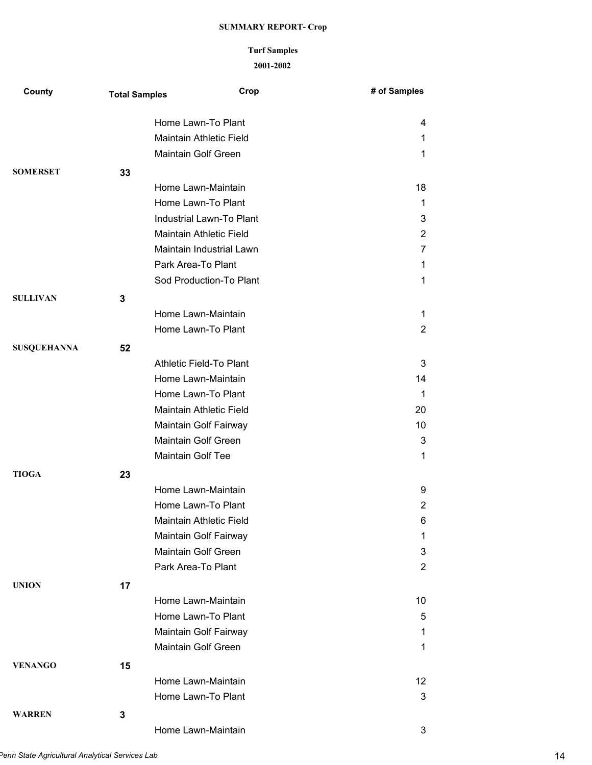**SUMMARY REPORT- Crop**

**Turf Samples**

**2001-2002**

| County | Total Samples | Crop | # of Samples |
|---|---|---|---|
| | | Home Lawn-To Plant | 4 |
| | | Maintain Athletic Field | 1 |
| | | Maintain Golf Green | 1 |
| **SOMERSET** | **33** | | |
| | | Home Lawn-Maintain | 18 |
| | | Home Lawn-To Plant | 1 |
| | | Industrial Lawn-To Plant | 3 |
| | | Maintain Athletic Field | 2 |
| | | Maintain Industrial Lawn | 7 |
| | | Park Area-To Plant | 1 |
| | | Sod Production-To Plant | 1 |
| **SULLIVAN** | **3** | | |
| | | Home Lawn-Maintain | 1 |
| | | Home Lawn-To Plant | 2 |
| **SUSQUEHANNA** | **52** | | |
| | | Athletic Field-To Plant | 3 |
| | | Home Lawn-Maintain | 14 |
| | | Home Lawn-To Plant | 1 |
| | | Maintain Athletic Field | 20 |
| | | Maintain Golf Fairway | 10 |
| | | Maintain Golf Green | 3 |
| | | Maintain Golf Tee | 1 |
| **TIOGA** | **23** | | |
| | | Home Lawn-Maintain | 9 |
| | | Home Lawn-To Plant | 2 |
| | | Maintain Athletic Field | 6 |
| | | Maintain Golf Fairway | 1 |
| | | Maintain Golf Green | 3 |
| | | Park Area-To Plant | 2 |
| **UNION** | **17** | | |
| | | Home Lawn-Maintain | 10 |
| | | Home Lawn-To Plant | 5 |
| | | Maintain Golf Fairway | 1 |
| | | Maintain Golf Green | 1 |
| **VENANGO** | **15** | | |
| | | Home Lawn-Maintain | 12 |
| | | Home Lawn-To Plant | 3 |
| **WARREN** | **3** | | |
| | | Home Lawn-Maintain | 3 |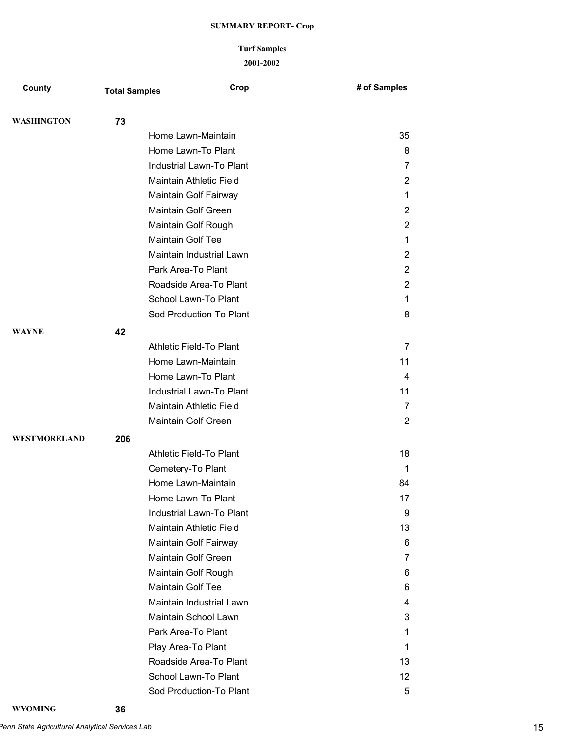**SUMMARY REPORT- Crop**

**Turf Samples**

**2001-2002**

| County | Total Samples | Crop | # of Samples |
|---|---|---|---|
| **WASHINGTON** | **73** | | |
| | | Home Lawn-Maintain | 35 |
| | | Home Lawn-To Plant | 8 |
| | | Industrial Lawn-To Plant | 7 |
| | | Maintain Athletic Field | 2 |
| | | Maintain Golf Fairway | 1 |
| | | Maintain Golf Green | 2 |
| | | Maintain Golf Rough | 2 |
| | | Maintain Golf Tee | 1 |
| | | Maintain Industrial Lawn | 2 |
| | | Park Area-To Plant | 2 |
| | | Roadside Area-To Plant | 2 |
| | | School Lawn-To Plant | 1 |
| | | Sod Production-To Plant | 8 |
| **WAYNE** | **42** | | |
| | | Athletic Field-To Plant | 7 |
| | | Home Lawn-Maintain | 11 |
| | | Home Lawn-To Plant | 4 |
| | | Industrial Lawn-To Plant | 11 |
| | | Maintain Athletic Field | 7 |
| | | Maintain Golf Green | 2 |
| **WESTMORELAND** | **206** | | |
| | | Athletic Field-To Plant | 18 |
| | | Cemetery-To Plant | 1 |
| | | Home Lawn-Maintain | 84 |
| | | Home Lawn-To Plant | 17 |
| | | Industrial Lawn-To Plant | 9 |
| | | Maintain Athletic Field | 13 |
| | | Maintain Golf Fairway | 6 |
| | | Maintain Golf Green | 7 |
| | | Maintain Golf Rough | 6 |
| | | Maintain Golf Tee | 6 |
| | | Maintain Industrial Lawn | 4 |
| | | Maintain School Lawn | 3 |
| | | Park Area-To Plant | 1 |
| | | Play Area-To Plant | 1 |
| | | Roadside Area-To Plant | 13 |
| | | School Lawn-To Plant | 12 |
| | | Sod Production-To Plant | 5 |
| **WYOMING** | **36** | | |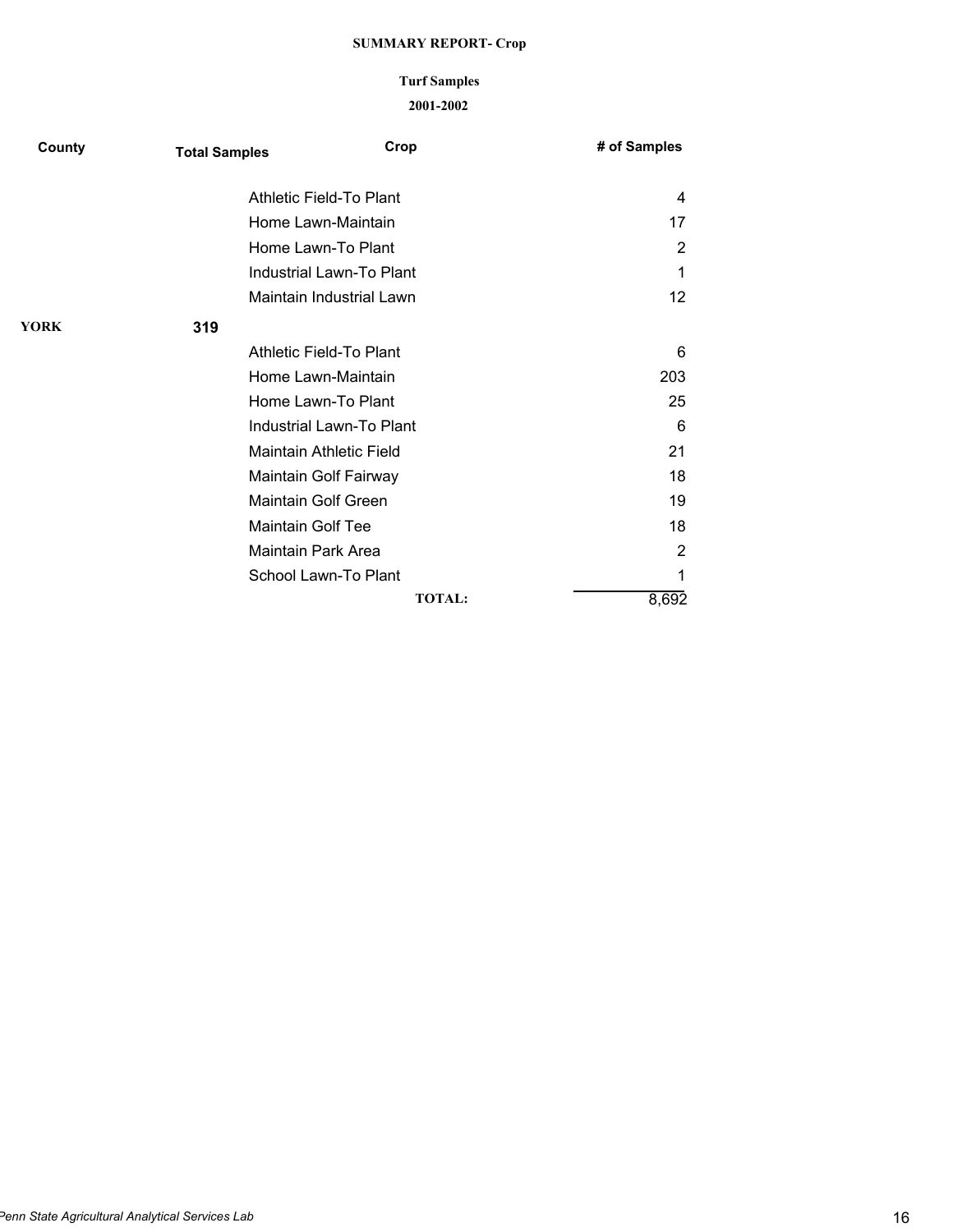**SUMMARY REPORT- Crop**

**Turf Samples**

**2001-2002**

| County | Total Samples | Crop | # of Samples |
| --- | --- | --- | --- |
| | | Athletic Field-To Plant | 4 |
| | | Home Lawn-Maintain | 17 |
| | | Home Lawn-To Plant | 2 |
| | | Industrial Lawn-To Plant | 1 |
| | | Maintain Industrial Lawn | 12 |
| **YORK** | **319** | | |
| | | Athletic Field-To Plant | 6 |
| | | Home Lawn-Maintain | 203 |
| | | Home Lawn-To Plant | 25 |
| | | Industrial Lawn-To Plant | 6 |
| | | Maintain Athletic Field | 21 |
| | | Maintain Golf Fairway | 18 |
| | | Maintain Golf Green | 19 |
| | | Maintain Golf Tee | 18 |
| | | Maintain Park Area | 2 |
| | | School Lawn-To Plant | 1 |
| | | **TOTAL:** | 8,692 |